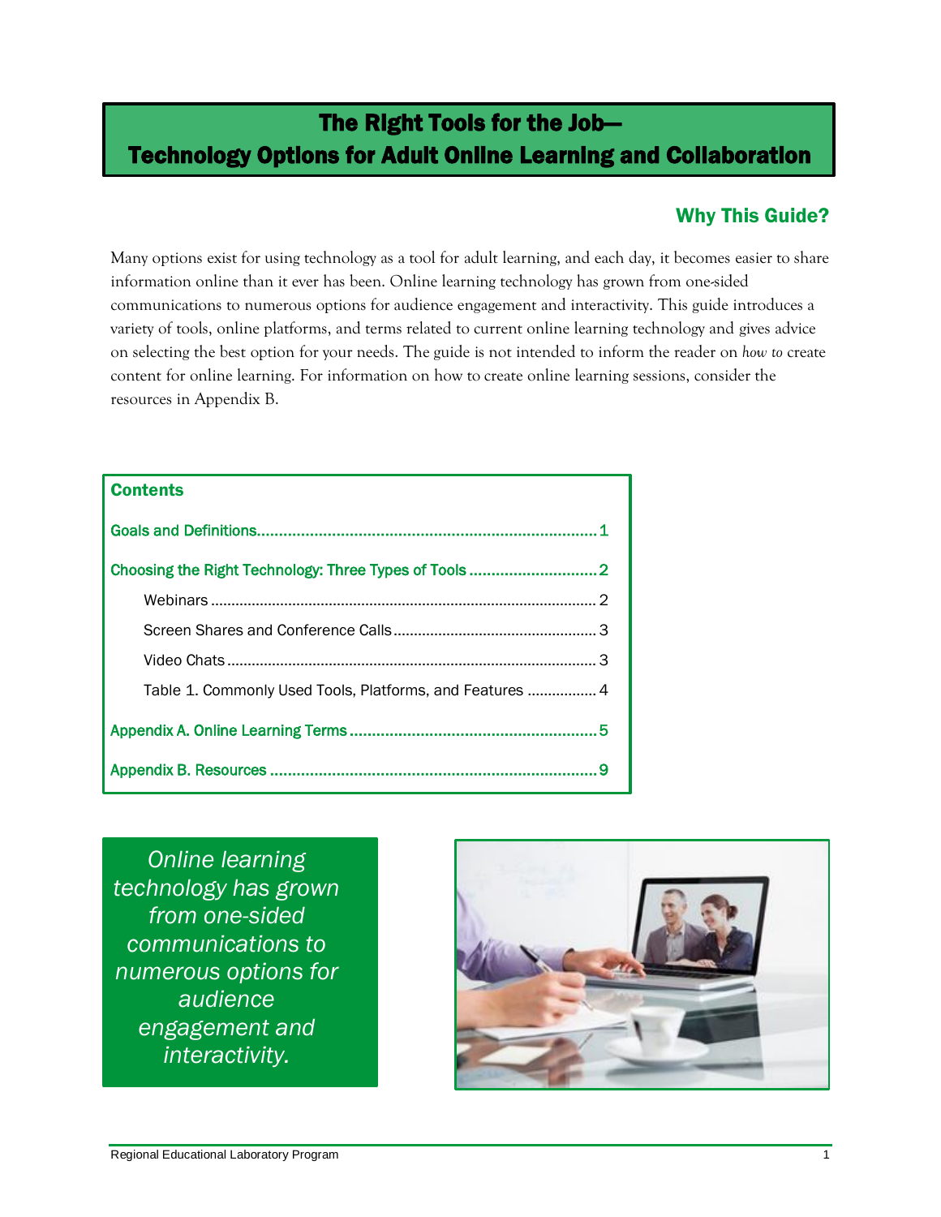# The Right Tools for the Job— Technology Options for Adult Online Learning and Collaboration

## Why This Guide?

Many options exist for using technology as a tool for adult learning, and each day, it becomes easier to share information online than it ever has been. Online learning technology has grown from one-sided communications to numerous options for audience engagement and interactivity. This guide introduces a variety of tools, online platforms, and terms related to current online learning technology and gives advice on selecting the best option for your needs. The guide is not intended to inform the reader on *how to* create content for online learning. For information on how to create online learning sessions, consider the resources in Appendix B.

**Contents**

- Goals and Definitions ........ 1
- Choosing the Right Technology: Three Types of Tools ........ 2
  - Webinars ........ 2
  - Screen Shares and Conference Calls ........ 3
  - Video Chats ........ 3
  - Table 1. Commonly Used Tools, Platforms, and Features ........ 4
- Appendix A. Online Learning Terms ........ 5
- Appendix B. Resources ........ 9

*Online learning technology has grown from one-sided communications to numerous options for audience engagement and interactivity.*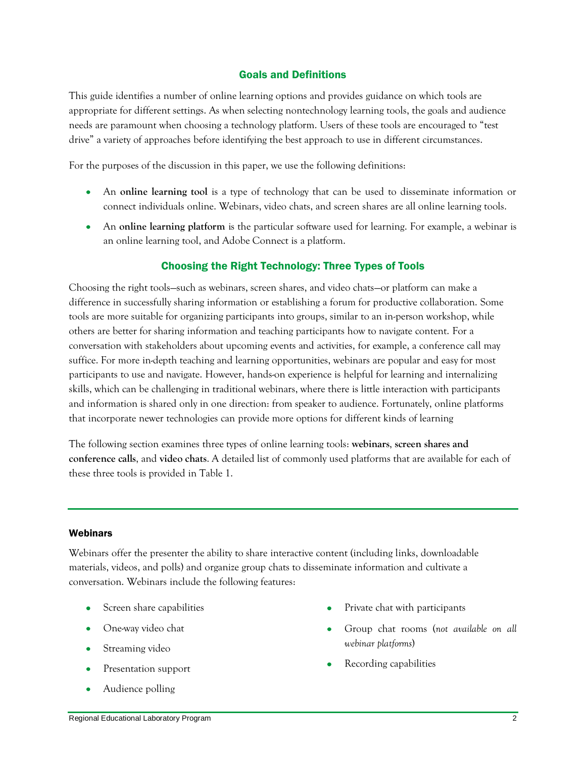## Goals and Definitions

This guide identifies a number of online learning options and provides guidance on which tools are appropriate for different settings. As when selecting nontechnology learning tools, the goals and audience needs are paramount when choosing a technology platform. Users of these tools are encouraged to "test drive" a variety of approaches before identifying the best approach to use in different circumstances.

For the purposes of the discussion in this paper, we use the following definitions:

- An **online learning tool** is a type of technology that can be used to disseminate information or connect individuals online. Webinars, video chats, and screen shares are all online learning tools.
- An **online learning platform** is the particular software used for learning. For example, a webinar is an online learning tool, and Adobe Connect is a platform.

## Choosing the Right Technology: Three Types of Tools

Choosing the right tools—such as webinars, screen shares, and video chats—or platform can make a difference in successfully sharing information or establishing a forum for productive collaboration. Some tools are more suitable for organizing participants into groups, similar to an in-person workshop, while others are better for sharing information and teaching participants how to navigate content. For a conversation with stakeholders about upcoming events and activities, for example, a conference call may suffice. For more in-depth teaching and learning opportunities, webinars are popular and easy for most participants to use and navigate. However, hands-on experience is helpful for learning and internalizing skills, which can be challenging in traditional webinars, where there is little interaction with participants and information is shared only in one direction: from speaker to audience. Fortunately, online platforms that incorporate newer technologies can provide more options for different kinds of learning

The following section examines three types of online learning tools: **webinars**, **screen shares and conference calls**, and **video chats**. A detailed list of commonly used platforms that are available for each of these three tools is provided in Table 1.

### Webinars

Webinars offer the presenter the ability to share interactive content (including links, downloadable materials, videos, and polls) and organize group chats to disseminate information and cultivate a conversation. Webinars include the following features:

- Screen share capabilities
- One-way video chat
- Streaming video
- Presentation support
- Audience polling
- Private chat with participants
- Group chat rooms (*not available on all webinar platforms*)
- Recording capabilities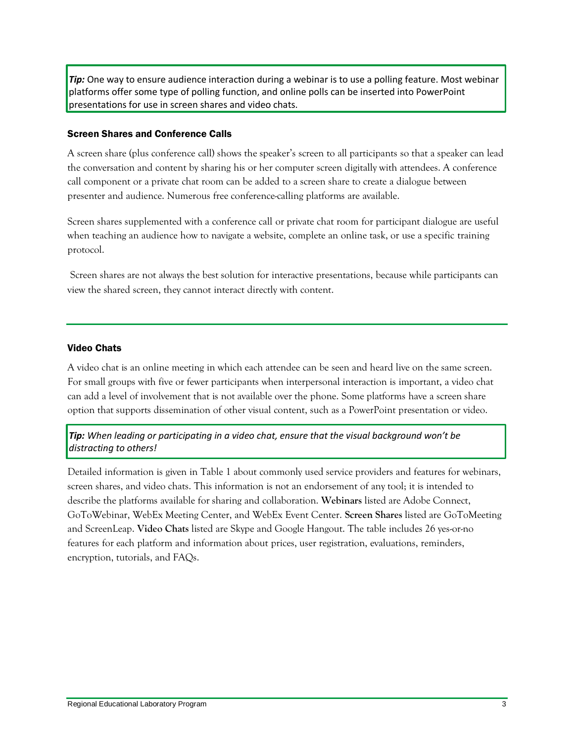***Tip:*** One way to ensure audience interaction during a webinar is to use a polling feature. Most webinar platforms offer some type of polling function, and online polls can be inserted into PowerPoint presentations for use in screen shares and video chats.

### Screen Shares and Conference Calls

A screen share (plus conference call) shows the speaker's screen to all participants so that a speaker can lead the conversation and content by sharing his or her computer screen digitally with attendees. A conference call component or a private chat room can be added to a screen share to create a dialogue between presenter and audience. Numerous free conference-calling platforms are available.

Screen shares supplemented with a conference call or private chat room for participant dialogue are useful when teaching an audience how to navigate a website, complete an online task, or use a specific training protocol.

Screen shares are not always the best solution for interactive presentations, because while participants can view the shared screen, they cannot interact directly with content.

---

### Video Chats

A video chat is an online meeting in which each attendee can be seen and heard live on the same screen. For small groups with five or fewer participants when interpersonal interaction is important, a video chat can add a level of involvement that is not available over the phone. Some platforms have a screen share option that supports dissemination of other visual content, such as a PowerPoint presentation or video.

***Tip:*** *When leading or participating in a video chat, ensure that the visual background won't be distracting to others!*

Detailed information is given in Table 1 about commonly used service providers and features for webinars, screen shares, and video chats. This information is not an endorsement of any tool; it is intended to describe the platforms available for sharing and collaboration. **Webinars** listed are Adobe Connect, GoToWebinar, WebEx Meeting Center, and WebEx Event Center. **Screen Shares** listed are GoToMeeting and ScreenLeap. **Video Chats** listed are Skype and Google Hangout. The table includes 26 yes-or-no features for each platform and information about prices, user registration, evaluations, reminders, encryption, tutorials, and FAQs.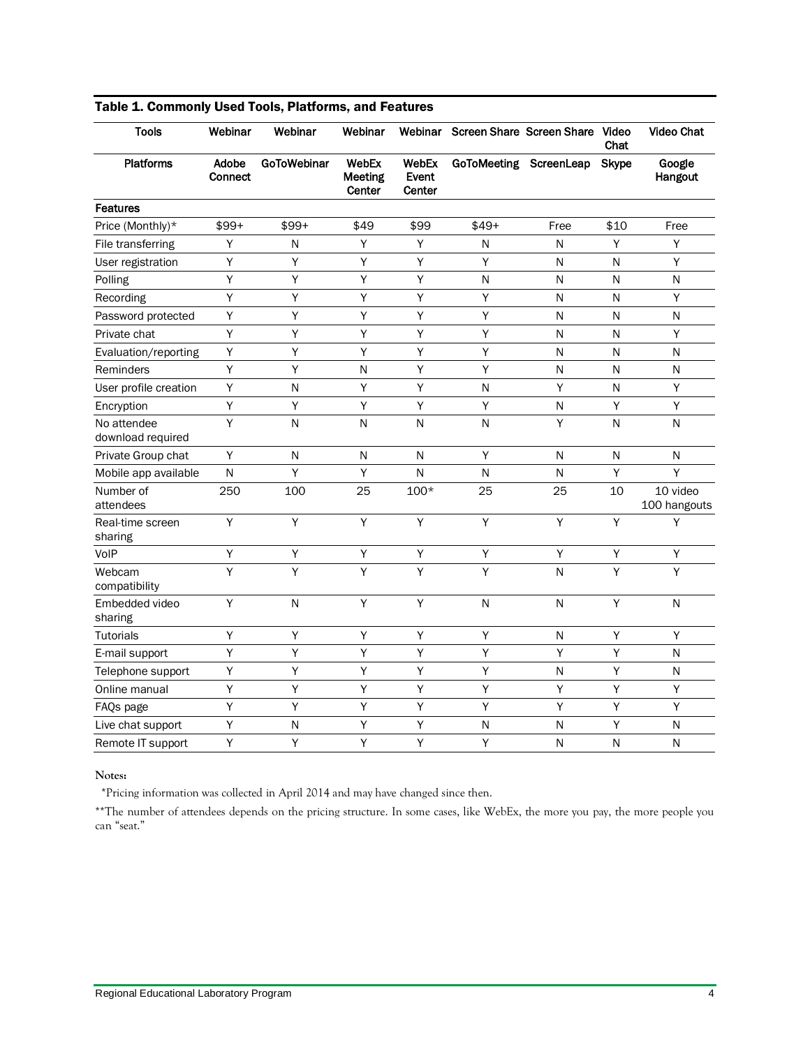**Table 1. Commonly Used Tools, Platforms, and Features**

| Tools | Webinar | Webinar | Webinar | Webinar | Screen Share | Screen Share | Video Chat | Video Chat |
|---|---|---|---|---|---|---|---|---|
| **Platforms** | **Adobe Connect** | **GoToWebinar** | **WebEx Meeting Center** | **WebEx Event Center** | **GoToMeeting** | **ScreenLeap** | **Skype** | **Google Hangout** |
| **Features** | | | | | | | | |
| Price (Monthly)* | $99+ | $99+ | $49 | $99 | $49+ | Free | $10 | Free |
| File transferring | Y | N | Y | Y | N | N | Y | Y |
| User registration | Y | Y | Y | Y | Y | N | N | Y |
| Polling | Y | Y | Y | Y | N | N | N | N |
| Recording | Y | Y | Y | Y | Y | N | N | Y |
| Password protected | Y | Y | Y | Y | Y | N | N | N |
| Private chat | Y | Y | Y | Y | Y | N | N | Y |
| Evaluation/reporting | Y | Y | Y | Y | Y | N | N | N |
| Reminders | Y | Y | N | Y | Y | N | N | N |
| User profile creation | Y | N | Y | Y | N | Y | N | Y |
| Encryption | Y | Y | Y | Y | Y | N | Y | Y |
| No attendee download required | Y | N | N | N | N | Y | N | N |
| Private Group chat | Y | N | N | N | Y | N | N | N |
| Mobile app available | N | Y | Y | N | N | N | Y | Y |
| Number of attendees | 250 | 100 | 25 | 100* | 25 | 25 | 10 | 10 video 100 hangouts |
| Real-time screen sharing | Y | Y | Y | Y | Y | Y | Y | Y |
| VoIP | Y | Y | Y | Y | Y | Y | Y | Y |
| Webcam compatibility | Y | Y | Y | Y | Y | N | Y | Y |
| Embedded video sharing | Y | N | Y | Y | N | N | Y | N |
| Tutorials | Y | Y | Y | Y | Y | N | Y | Y |
| E-mail support | Y | Y | Y | Y | Y | Y | Y | N |
| Telephone support | Y | Y | Y | Y | Y | N | Y | N |
| Online manual | Y | Y | Y | Y | Y | Y | Y | Y |
| FAQs page | Y | Y | Y | Y | Y | Y | Y | Y |
| Live chat support | Y | N | Y | Y | N | N | Y | N |
| Remote IT support | Y | Y | Y | Y | Y | N | N | N |

**Notes:**

*Pricing information was collected in April 2014 and may have changed since then.

**The number of attendees depends on the pricing structure. In some cases, like WebEx, the more you pay, the more people you can "seat."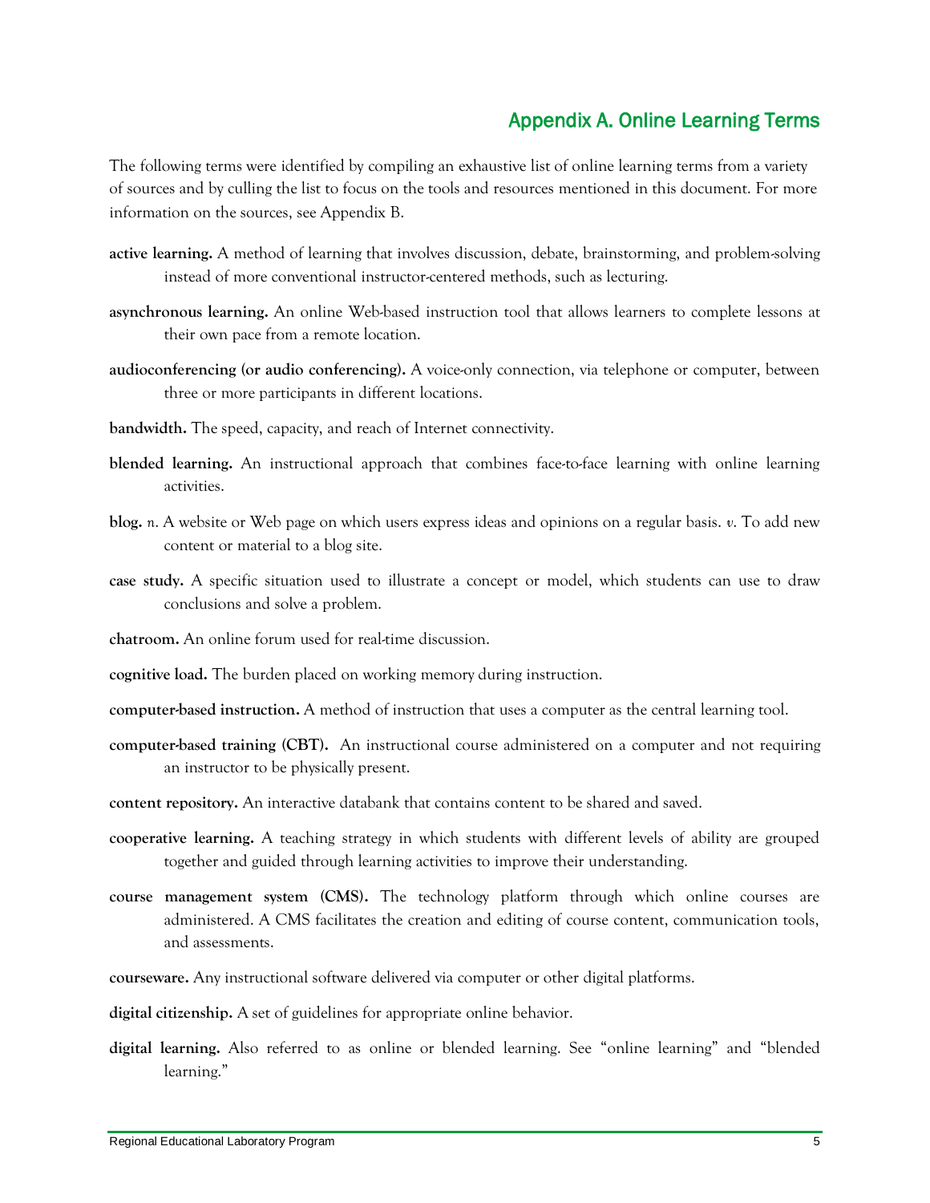## Appendix A. Online Learning Terms

The following terms were identified by compiling an exhaustive list of online learning terms from a variety of sources and by culling the list to focus on the tools and resources mentioned in this document. For more information on the sources, see Appendix B.

**active learning.** A method of learning that involves discussion, debate, brainstorming, and problem-solving instead of more conventional instructor-centered methods, such as lecturing.

**asynchronous learning.** An online Web-based instruction tool that allows learners to complete lessons at their own pace from a remote location.

**audioconferencing (or audio conferencing).** A voice-only connection, via telephone or computer, between three or more participants in different locations.

**bandwidth.** The speed, capacity, and reach of Internet connectivity.

**blended learning.** An instructional approach that combines face-to-face learning with online learning activities.

**blog.** *n*. A website or Web page on which users express ideas and opinions on a regular basis. *v*. To add new content or material to a blog site.

**case study.** A specific situation used to illustrate a concept or model, which students can use to draw conclusions and solve a problem.

**chatroom.** An online forum used for real-time discussion.

**cognitive load.** The burden placed on working memory during instruction.

**computer-based instruction.** A method of instruction that uses a computer as the central learning tool.

**computer-based training (CBT).** An instructional course administered on a computer and not requiring an instructor to be physically present.

**content repository.** An interactive databank that contains content to be shared and saved.

**cooperative learning.** A teaching strategy in which students with different levels of ability are grouped together and guided through learning activities to improve their understanding.

**course management system (CMS).** The technology platform through which online courses are administered. A CMS facilitates the creation and editing of course content, communication tools, and assessments.

**courseware.** Any instructional software delivered via computer or other digital platforms.

**digital citizenship.** A set of guidelines for appropriate online behavior.

**digital learning.** Also referred to as online or blended learning. See "online learning" and "blended learning."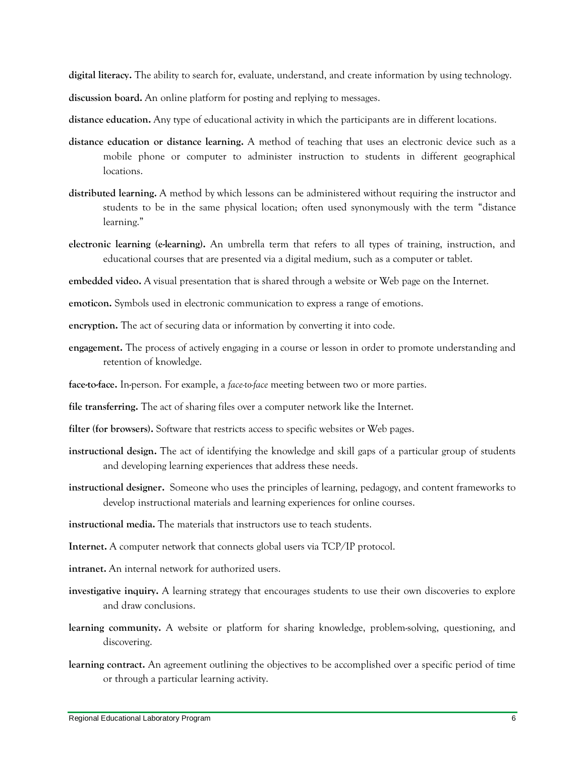**digital literacy.** The ability to search for, evaluate, understand, and create information by using technology.

**discussion board.** An online platform for posting and replying to messages.

**distance education.** Any type of educational activity in which the participants are in different locations.

**distance education or distance learning.** A method of teaching that uses an electronic device such as a mobile phone or computer to administer instruction to students in different geographical locations.

**distributed learning.** A method by which lessons can be administered without requiring the instructor and students to be in the same physical location; often used synonymously with the term "distance learning."

**electronic learning (e-learning).** An umbrella term that refers to all types of training, instruction, and educational courses that are presented via a digital medium, such as a computer or tablet.

**embedded video.** A visual presentation that is shared through a website or Web page on the Internet.

**emoticon.** Symbols used in electronic communication to express a range of emotions.

**encryption.** The act of securing data or information by converting it into code.

**engagement.** The process of actively engaging in a course or lesson in order to promote understanding and retention of knowledge.

**face-to-face.** In-person. For example, a *face-to-face* meeting between two or more parties.

**file transferring.** The act of sharing files over a computer network like the Internet.

**filter (for browsers).** Software that restricts access to specific websites or Web pages.

**instructional design.** The act of identifying the knowledge and skill gaps of a particular group of students and developing learning experiences that address these needs.

**instructional designer.** Someone who uses the principles of learning, pedagogy, and content frameworks to develop instructional materials and learning experiences for online courses.

**instructional media.** The materials that instructors use to teach students.

**Internet.** A computer network that connects global users via TCP/IP protocol.

**intranet.** An internal network for authorized users.

**investigative inquiry.** A learning strategy that encourages students to use their own discoveries to explore and draw conclusions.

**learning community.** A website or platform for sharing knowledge, problem-solving, questioning, and discovering.

**learning contract.** An agreement outlining the objectives to be accomplished over a specific period of time or through a particular learning activity.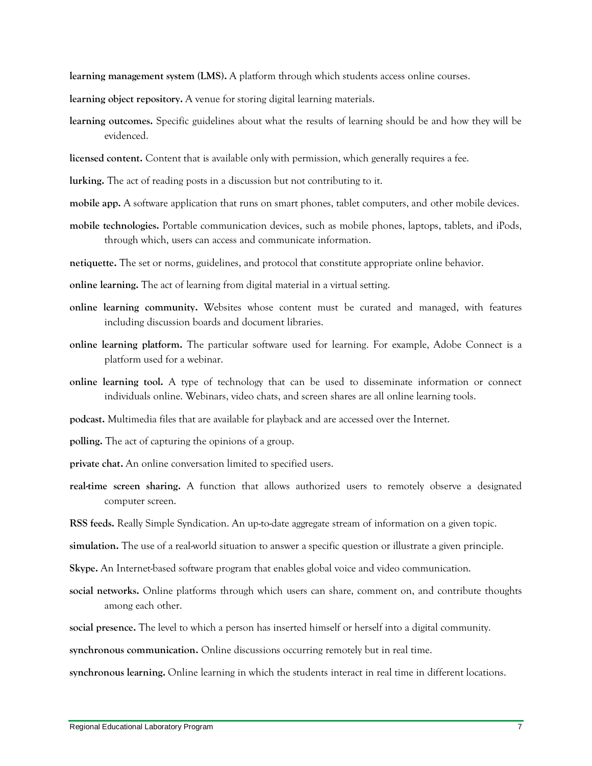**learning management system (LMS).** A platform through which students access online courses.

**learning object repository.** A venue for storing digital learning materials.

**learning outcomes.** Specific guidelines about what the results of learning should be and how they will be evidenced.

**licensed content.** Content that is available only with permission, which generally requires a fee.

**lurking.** The act of reading posts in a discussion but not contributing to it.

**mobile app.** A software application that runs on smart phones, tablet computers, and other mobile devices.

**mobile technologies.** Portable communication devices, such as mobile phones, laptops, tablets, and iPods, through which, users can access and communicate information.

**netiquette.** The set or norms, guidelines, and protocol that constitute appropriate online behavior.

**online learning.** The act of learning from digital material in a virtual setting.

**online learning community.** Websites whose content must be curated and managed, with features including discussion boards and document libraries.

**online learning platform.** The particular software used for learning. For example, Adobe Connect is a platform used for a webinar.

**online learning tool.** A type of technology that can be used to disseminate information or connect individuals online. Webinars, video chats, and screen shares are all online learning tools.

**podcast.** Multimedia files that are available for playback and are accessed over the Internet.

**polling.** The act of capturing the opinions of a group.

**private chat.** An online conversation limited to specified users.

**real-time screen sharing.** A function that allows authorized users to remotely observe a designated computer screen.

**RSS feeds.** Really Simple Syndication. An up-to-date aggregate stream of information on a given topic.

**simulation.** The use of a real-world situation to answer a specific question or illustrate a given principle.

**Skype.** An Internet-based software program that enables global voice and video communication.

**social networks.** Online platforms through which users can share, comment on, and contribute thoughts among each other.

**social presence.** The level to which a person has inserted himself or herself into a digital community.

**synchronous communication.** Online discussions occurring remotely but in real time.

**synchronous learning.** Online learning in which the students interact in real time in different locations.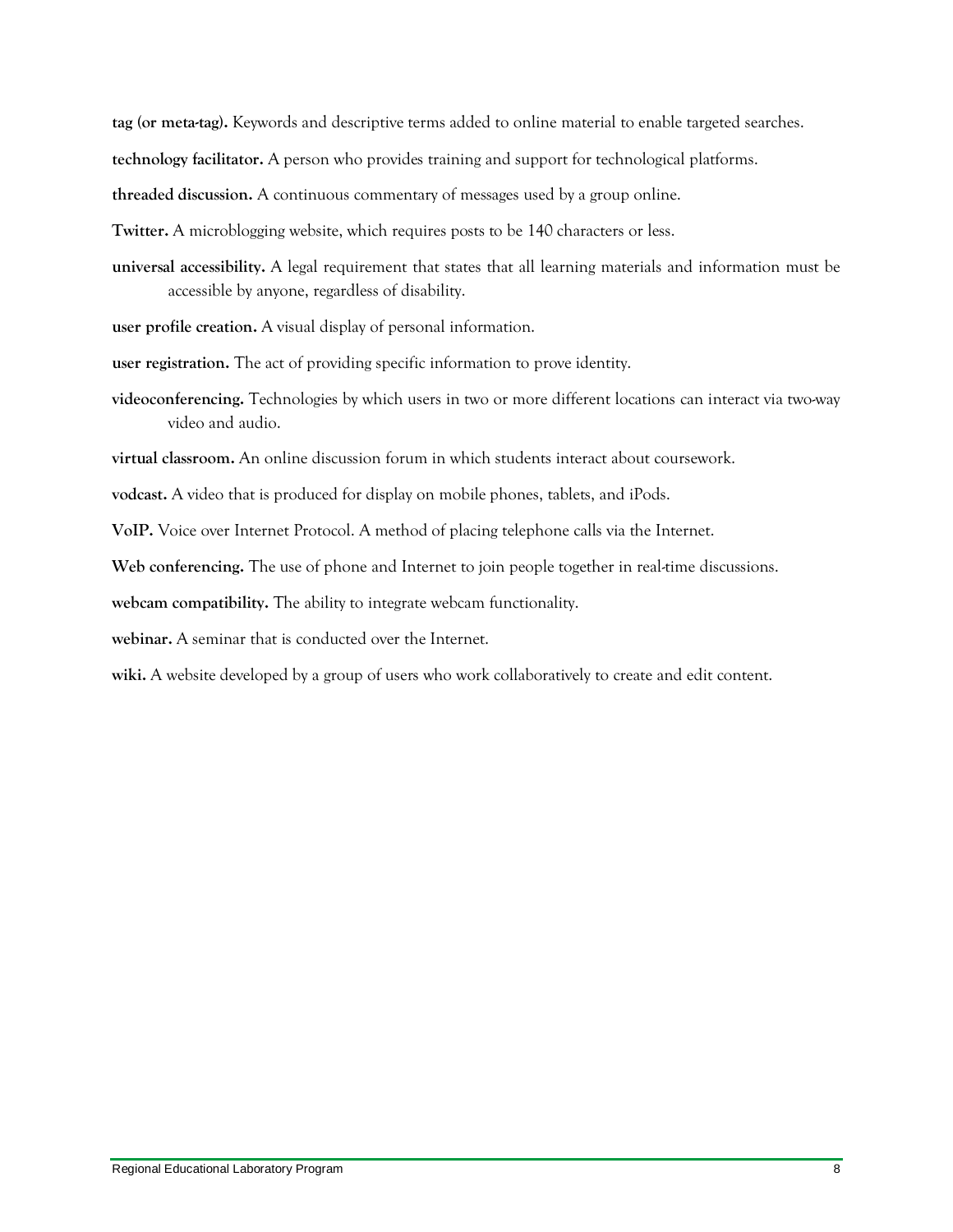**tag (or meta-tag).** Keywords and descriptive terms added to online material to enable targeted searches.

**technology facilitator.** A person who provides training and support for technological platforms.

**threaded discussion.** A continuous commentary of messages used by a group online.

**Twitter.** A microblogging website, which requires posts to be 140 characters or less.

**universal accessibility.** A legal requirement that states that all learning materials and information must be accessible by anyone, regardless of disability.

**user profile creation.** A visual display of personal information.

**user registration.** The act of providing specific information to prove identity.

**videoconferencing.** Technologies by which users in two or more different locations can interact via two-way video and audio.

**virtual classroom.** An online discussion forum in which students interact about coursework.

**vodcast.** A video that is produced for display on mobile phones, tablets, and iPods.

**VoIP.** Voice over Internet Protocol. A method of placing telephone calls via the Internet.

**Web conferencing.** The use of phone and Internet to join people together in real-time discussions.

**webcam compatibility.** The ability to integrate webcam functionality.

**webinar.** A seminar that is conducted over the Internet.

**wiki.** A website developed by a group of users who work collaboratively to create and edit content.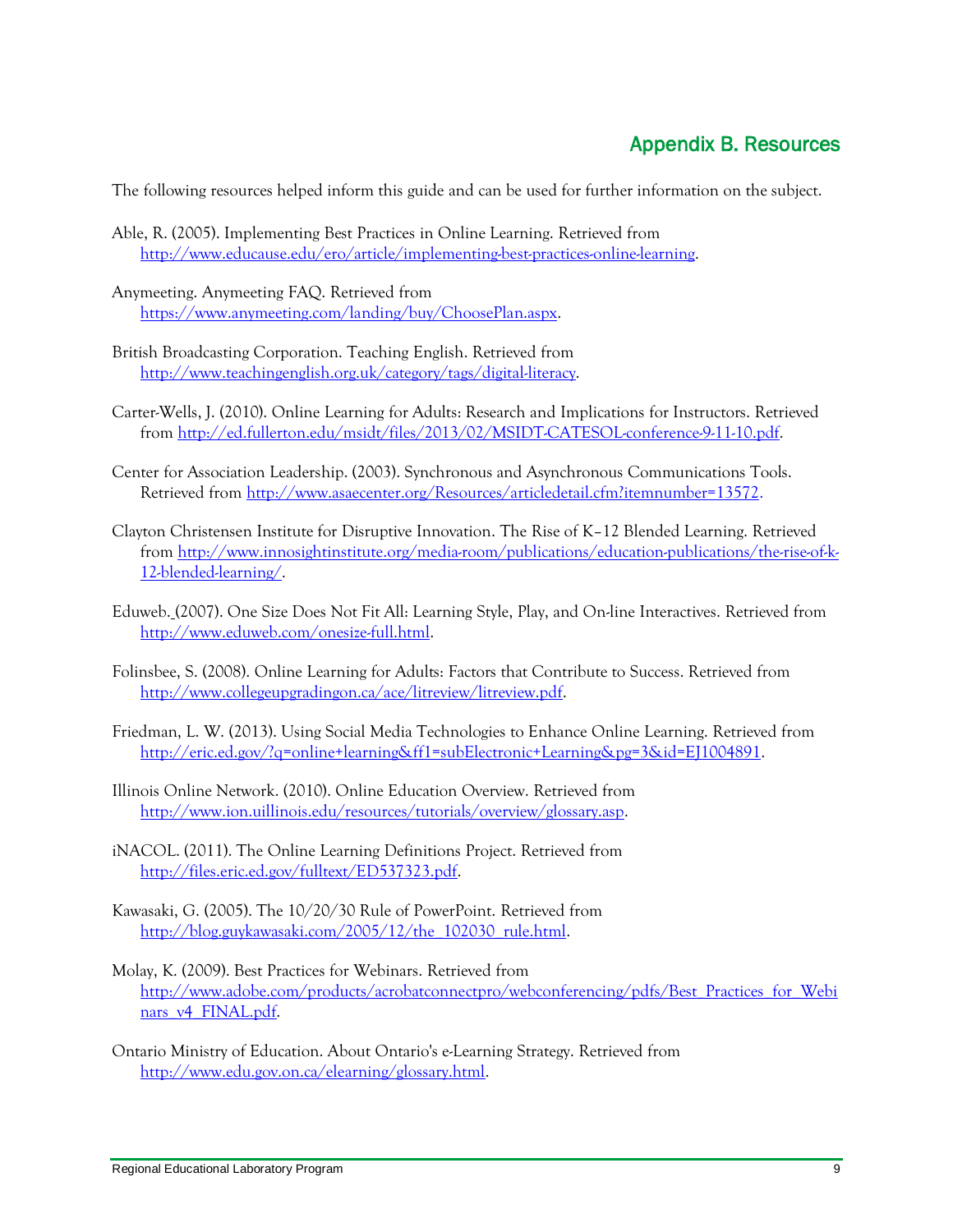## Appendix B. Resources

The following resources helped inform this guide and can be used for further information on the subject.

Able, R. (2005). Implementing Best Practices in Online Learning. Retrieved from http://www.educause.edu/ero/article/implementing-best-practices-online-learning.

Anymeeting. Anymeeting FAQ. Retrieved from https://www.anymeeting.com/landing/buy/ChoosePlan.aspx.

British Broadcasting Corporation. Teaching English. Retrieved from http://www.teachingenglish.org.uk/category/tags/digital-literacy.

Carter-Wells, J. (2010). Online Learning for Adults: Research and Implications for Instructors. Retrieved from http://ed.fullerton.edu/msidt/files/2013/02/MSIDT-CATESOL-conference-9-11-10.pdf.

Center for Association Leadership. (2003). Synchronous and Asynchronous Communications Tools. Retrieved from http://www.asaecenter.org/Resources/articledetail.cfm?itemnumber=13572.

Clayton Christensen Institute for Disruptive Innovation. The Rise of K–12 Blended Learning. Retrieved from http://www.innosightinstitute.org/media-room/publications/education-publications/the-rise-of-k-12-blended-learning/.

Eduweb. (2007). One Size Does Not Fit All: Learning Style, Play, and On-line Interactives. Retrieved from http://www.eduweb.com/onesize-full.html.

Folinsbee, S. (2008). Online Learning for Adults: Factors that Contribute to Success. Retrieved from http://www.collegeupgradingon.ca/ace/litreview/litreview.pdf.

Friedman, L. W. (2013). Using Social Media Technologies to Enhance Online Learning. Retrieved from http://eric.ed.gov/?q=online+learning&ff1=subElectronic+Learning&pg=3&id=EJ1004891.

Illinois Online Network. (2010). Online Education Overview. Retrieved from http://www.ion.uillinois.edu/resources/tutorials/overview/glossary.asp.

iNACOL. (2011). The Online Learning Definitions Project. Retrieved from http://files.eric.ed.gov/fulltext/ED537323.pdf.

Kawasaki, G. (2005). The 10/20/30 Rule of PowerPoint. Retrieved from http://blog.guykawasaki.com/2005/12/the_102030_rule.html.

Molay, K. (2009). Best Practices for Webinars. Retrieved from http://www.adobe.com/products/acrobatconnectpro/webconferencing/pdfs/Best_Practices_for_Webinars_v4_FINAL.pdf.

Ontario Ministry of Education. About Ontario's e-Learning Strategy. Retrieved from http://www.edu.gov.on.ca/elearning/glossary.html.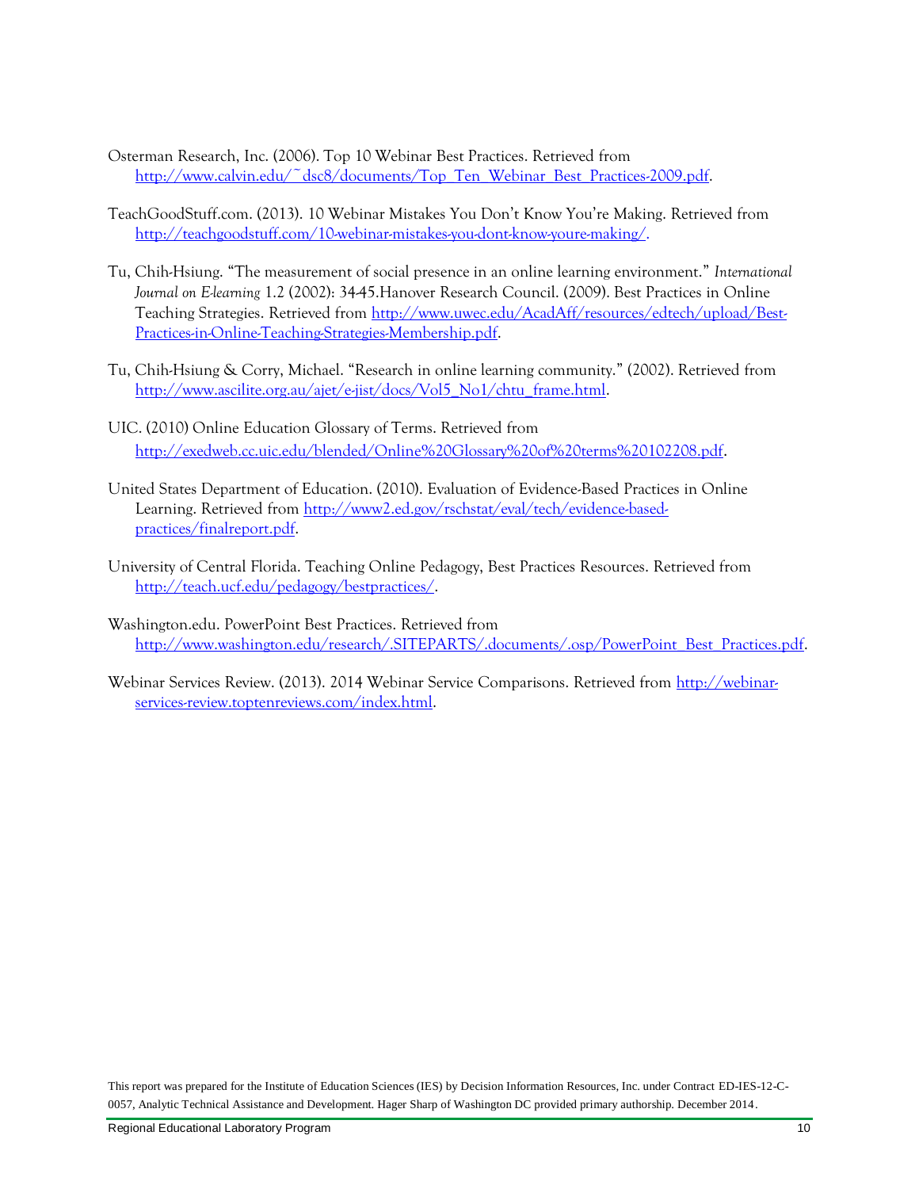Osterman Research, Inc. (2006). Top 10 Webinar Best Practices. Retrieved from http://www.calvin.edu/~dsc8/documents/Top_Ten_Webinar_Best_Practices-2009.pdf.

TeachGoodStuff.com. (2013). 10 Webinar Mistakes You Don't Know You're Making. Retrieved from http://teachgoodstuff.com/10-webinar-mistakes-you-dont-know-youre-making/.

Tu, Chih-Hsiung. "The measurement of social presence in an online learning environment." *International Journal on E-learning* 1.2 (2002): 34-45.Hanover Research Council. (2009). Best Practices in Online Teaching Strategies. Retrieved from http://www.uwec.edu/AcadAff/resources/edtech/upload/Best-Practices-in-Online-Teaching-Strategies-Membership.pdf.

Tu, Chih-Hsiung & Corry, Michael. "Research in online learning community." (2002). Retrieved from http://www.ascilite.org.au/ajet/e-jist/docs/Vol5_No1/chtu_frame.html.

UIC. (2010) Online Education Glossary of Terms. Retrieved from http://exedweb.cc.uic.edu/blended/Online%20Glossary%20of%20terms%20102208.pdf.

United States Department of Education. (2010). Evaluation of Evidence-Based Practices in Online Learning. Retrieved from http://www2.ed.gov/rschstat/eval/tech/evidence-based-practices/finalreport.pdf.

University of Central Florida. Teaching Online Pedagogy, Best Practices Resources. Retrieved from http://teach.ucf.edu/pedagogy/bestpractices/.

Washington.edu. PowerPoint Best Practices. Retrieved from http://www.washington.edu/research/.SITEPARTS/.documents/.osp/PowerPoint_Best_Practices.pdf.

Webinar Services Review. (2013). 2014 Webinar Service Comparisons. Retrieved from http://webinar-services-review.toptenreviews.com/index.html.

This report was prepared for the Institute of Education Sciences (IES) by Decision Information Resources, Inc. under Contract ED-IES-12-C-0057, Analytic Technical Assistance and Development. Hager Sharp of Washington DC provided primary authorship. December 2014.